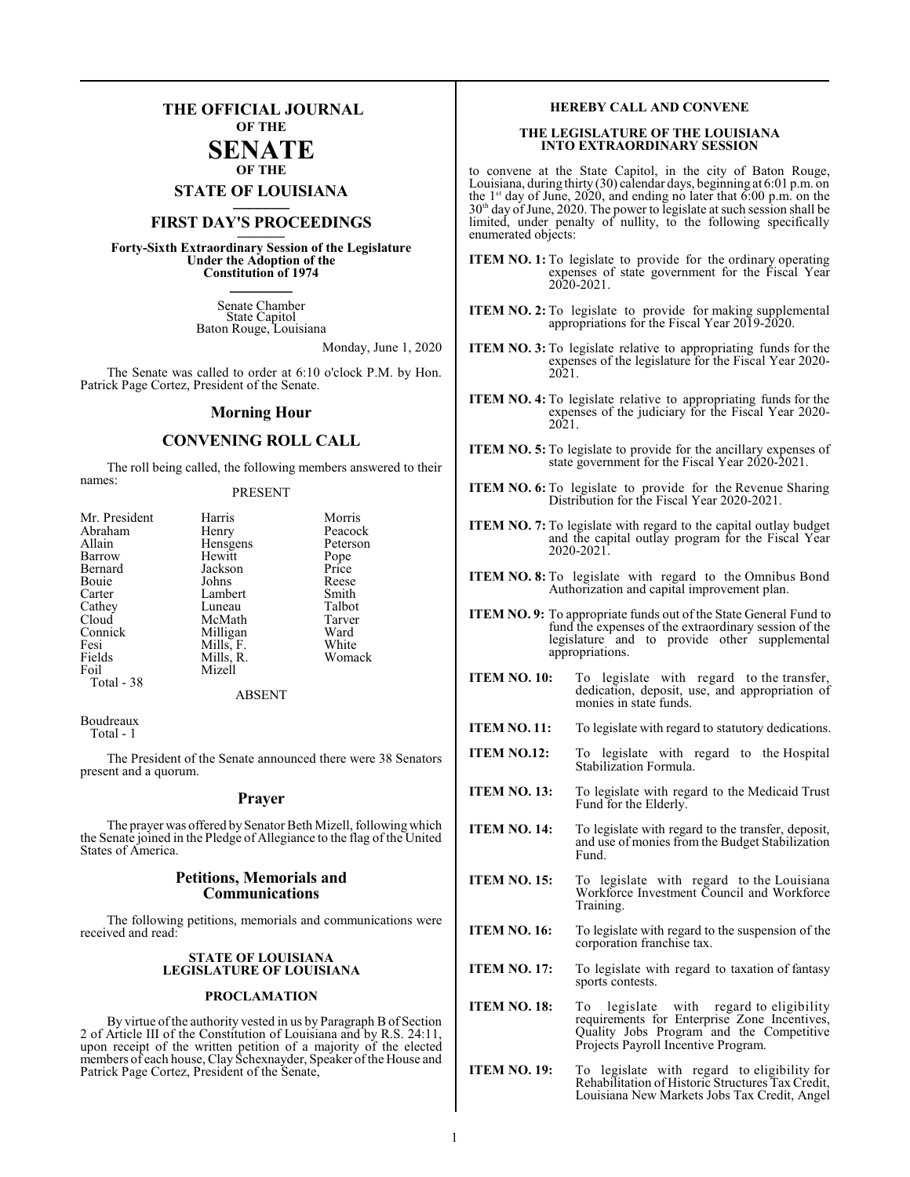# THE OFFICIAL JOURNAL OF THE SENATE OF THE STATE OF LOUISIANA

## FIRST DAY'S PROCEEDINGS

**Forty-Sixth Extraordinary Session of the Legislature Under the Adoption of the Constitution of 1974**

Senate Chamber
State Capitol
Baton Rouge, Louisiana

Monday, June 1, 2020

The Senate was called to order at 6:10 o'clock P.M. by Hon. Patrick Page Cortez, President of the Senate.

## Morning Hour

## CONVENING ROLL CALL

The roll being called, the following members answered to their names:

PRESENT

| | | |
|---|---|---|
| Mr. President | Harris | Morris |
| Abraham | Henry | Peacock |
| Allain | Hensgens | Peterson |
| Barrow | Hewitt | Pope |
| Bernard | Jackson | Price |
| Bouie | Johns | Reese |
| Carter | Lambert | Smith |
| Cathey | Luneau | Talbot |
| Cloud | McMath | Tarver |
| Connick | Milligan | Ward |
| Fesi | Mills, F. | White |
| Fields | Mills, R. | Womack |
| Foil | Mizell | |

Total - 38

ABSENT

Boudreaux

Total - 1

The President of the Senate announced there were 38 Senators present and a quorum.

## Prayer

The prayer was offered by Senator Beth Mizell, following which the Senate joined in the Pledge of Allegiance to the flag of the United States of America.

## Petitions, Memorials and Communications

The following petitions, memorials and communications were received and read:

**STATE OF LOUISIANA**
**LEGISLATURE OF LOUISIANA**

**PROCLAMATION**

By virtue of the authority vested in us by Paragraph B of Section 2 of Article III of the Constitution of Louisiana and by R.S. 24:11, upon receipt of the written petition of a majority of the elected members of each house, Clay Schexnayder, Speaker of the House and Patrick Page Cortez, President of the Senate,

**HEREBY CALL AND CONVENE**

**THE LEGISLATURE OF THE LOUISIANA INTO EXTRAORDINARY SESSION**

to convene at the State Capitol, in the city of Baton Rouge, Louisiana, during thirty (30) calendar days, beginning at 6:01 p.m. on the 1st day of June, 2020, and ending no later that 6:00 p.m. on the 30th day of June, 2020. The power to legislate at such session shall be limited, under penalty of nullity, to the following specifically enumerated objects:

**ITEM NO. 1:** To legislate to provide for the ordinary operating expenses of state government for the Fiscal Year 2020-2021.

**ITEM NO. 2:** To legislate to provide for making supplemental appropriations for the Fiscal Year 2019-2020.

**ITEM NO. 3:** To legislate relative to appropriating funds for the expenses of the legislature for the Fiscal Year 2020-2021.

**ITEM NO. 4:** To legislate relative to appropriating funds for the expenses of the judiciary for the Fiscal Year 2020-2021.

**ITEM NO. 5:** To legislate to provide for the ancillary expenses of state government for the Fiscal Year 2020-2021.

**ITEM NO. 6:** To legislate to provide for the Revenue Sharing Distribution for the Fiscal Year 2020-2021.

**ITEM NO. 7:** To legislate with regard to the capital outlay budget and the capital outlay program for the Fiscal Year 2020-2021.

**ITEM NO. 8:** To legislate with regard to the Omnibus Bond Authorization and capital improvement plan.

**ITEM NO. 9:** To appropriate funds out of the State General Fund to fund the expenses of the extraordinary session of the legislature and to provide other supplemental appropriations.

**ITEM NO. 10:** To legislate with regard to the transfer, dedication, deposit, use, and appropriation of monies in state funds.

**ITEM NO. 11:** To legislate with regard to statutory dedications.

**ITEM NO.12:** To legislate with regard to the Hospital Stabilization Formula.

**ITEM NO. 13:** To legislate with regard to the Medicaid Trust Fund for the Elderly.

**ITEM NO. 14:** To legislate with regard to the transfer, deposit, and use of monies from the Budget Stabilization Fund.

**ITEM NO. 15:** To legislate with regard to the Louisiana Workforce Investment Council and Workforce Training.

**ITEM NO. 16:** To legislate with regard to the suspension of the corporation franchise tax.

**ITEM NO. 17:** To legislate with regard to taxation of fantasy sports contests.

**ITEM NO. 18:** To legislate with regard to eligibility requirements for Enterprise Zone Incentives, Quality Jobs Program and the Competitive Projects Payroll Incentive Program.

**ITEM NO. 19:** To legislate with regard to eligibility for Rehabilitation of Historic Structures Tax Credit, Louisiana New Markets Jobs Tax Credit, Angel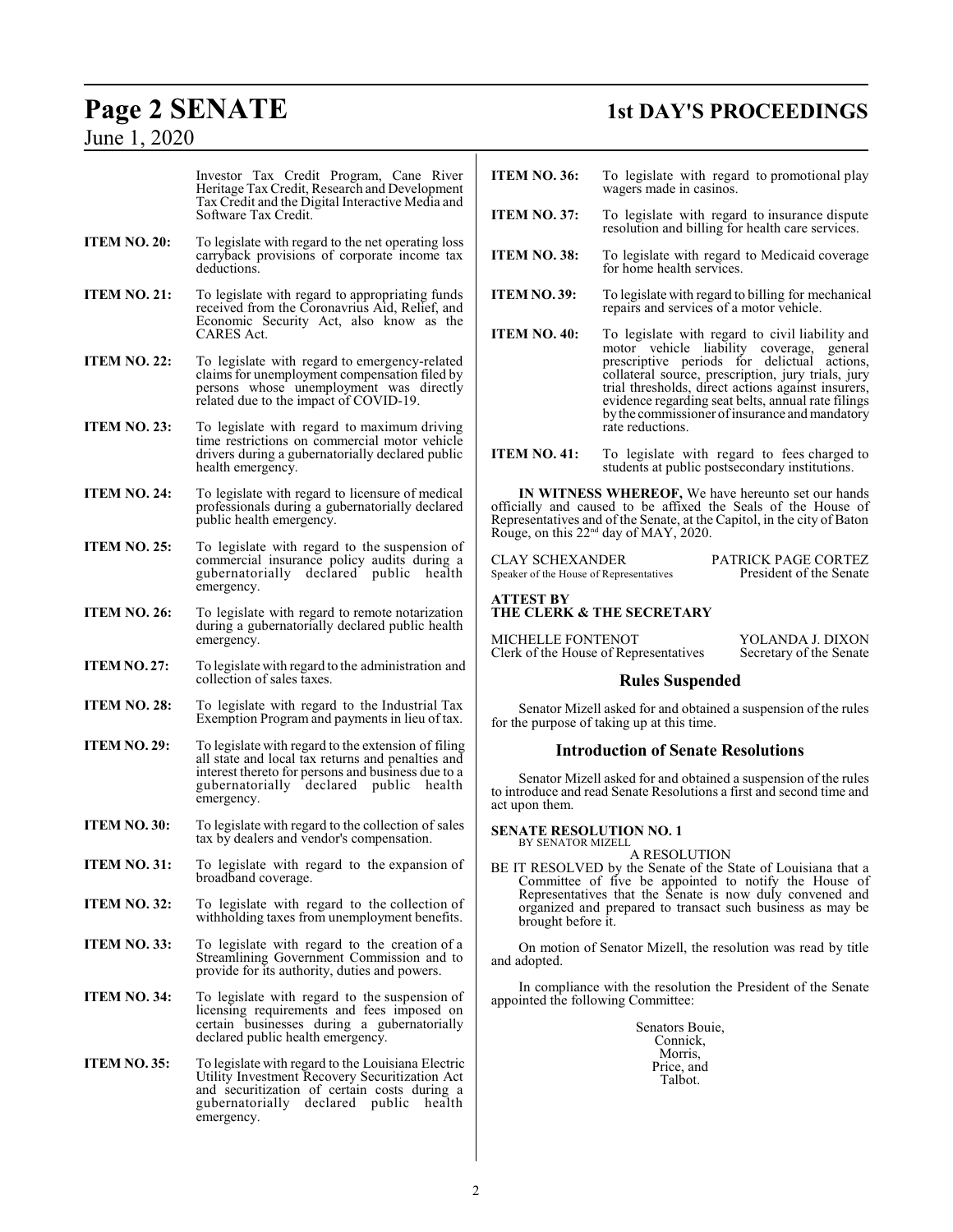Investor Tax Credit Program, Cane River Heritage Tax Credit, Research and Development Tax Credit and the Digital Interactive Media and Software Tax Credit.

**ITEM NO. 20:** To legislate with regard to the net operating loss carryback provisions of corporate income tax deductions.

**ITEM NO. 21:** To legislate with regard to appropriating funds received from the Coronavrius Aid, Relief, and Economic Security Act, also know as the CARES Act.

**ITEM NO. 22:** To legislate with regard to emergency-related claims for unemployment compensation filed by persons whose unemployment was directly related due to the impact of COVID-19.

**ITEM NO. 23:** To legislate with regard to maximum driving time restrictions on commercial motor vehicle drivers during a gubernatorially declared public health emergency.

**ITEM NO. 24:** To legislate with regard to licensure of medical professionals during a gubernatorially declared public health emergency.

**ITEM NO. 25:** To legislate with regard to the suspension of commercial insurance policy audits during a gubernatorially declared public health emergency.

**ITEM NO. 26:** To legislate with regard to remote notarization during a gubernatorially declared public health emergency.

**ITEM NO. 27:** To legislate with regard to the administration and collection of sales taxes.

**ITEM NO. 28:** To legislate with regard to the Industrial Tax Exemption Program and payments in lieu of tax.

**ITEM NO. 29:** To legislate with regard to the extension of filing all state and local tax returns and penalties and interest thereto for persons and business due to a gubernatorially declared public health emergency.

**ITEM NO. 30:** To legislate with regard to the collection of sales tax by dealers and vendor's compensation.

**ITEM NO. 31:** To legislate with regard to the expansion of broadband coverage.

**ITEM NO. 32:** To legislate with regard to the collection of withholding taxes from unemployment benefits.

**ITEM NO. 33:** To legislate with regard to the creation of a Streamlining Government Commission and to provide for its authority, duties and powers.

**ITEM NO. 34:** To legislate with regard to the suspension of licensing requirements and fees imposed on certain businesses during a gubernatorially declared public health emergency.

**ITEM NO. 35:** To legislate with regard to the Louisiana Electric Utility Investment Recovery Securitization Act and securitization of certain costs during a gubernatorially declared public health emergency.

**ITEM NO. 36:** To legislate with regard to promotional play wagers made in casinos.

**ITEM NO. 37:** To legislate with regard to insurance dispute resolution and billing for health care services.

**ITEM NO. 38:** To legislate with regard to Medicaid coverage for home health services.

**ITEM NO. 39:** To legislate with regard to billing for mechanical repairs and services of a motor vehicle.

**ITEM NO. 40:** To legislate with regard to civil liability and motor vehicle liability coverage, general prescriptive periods for delictual actions, collateral source, prescription, jury trials, jury trial thresholds, direct actions against insurers, evidence regarding seat belts, annual rate filings by the commissioner of insurance and mandatory rate reductions.

**ITEM NO. 41:** To legislate with regard to fees charged to students at public postsecondary institutions.

**IN WITNESS WHEREOF,** We have hereunto set our hands officially and caused to be affixed the Seals of the House of Representatives and of the Senate, at the Capitol, in the city of Baton Rouge, on this 22nd day of MAY, 2020.

CLAY SCHEXANDER
Speaker of the House of Representatives

PATRICK PAGE CORTEZ
President of the Senate

**ATTEST BY**
**THE CLERK & THE SECRETARY**

MICHELLE FONTENOT
Clerk of the House of Representatives

YOLANDA J. DIXON
Secretary of the Senate

## Rules Suspended

Senator Mizell asked for and obtained a suspension of the rules for the purpose of taking up at this time.

## Introduction of Senate Resolutions

Senator Mizell asked for and obtained a suspension of the rules to introduce and read Senate Resolutions a first and second time and act upon them.

**SENATE RESOLUTION NO. 1**
BY SENATOR MIZELL

A RESOLUTION

BE IT RESOLVED by the Senate of the State of Louisiana that a Committee of five be appointed to notify the House of Representatives that the Senate is now duly convened and organized and prepared to transact such business as may be brought before it.

On motion of Senator Mizell, the resolution was read by title and adopted.

In compliance with the resolution the President of the Senate appointed the following Committee:

Senators Bouie,
Connick,
Morris,
Price, and
Talbot.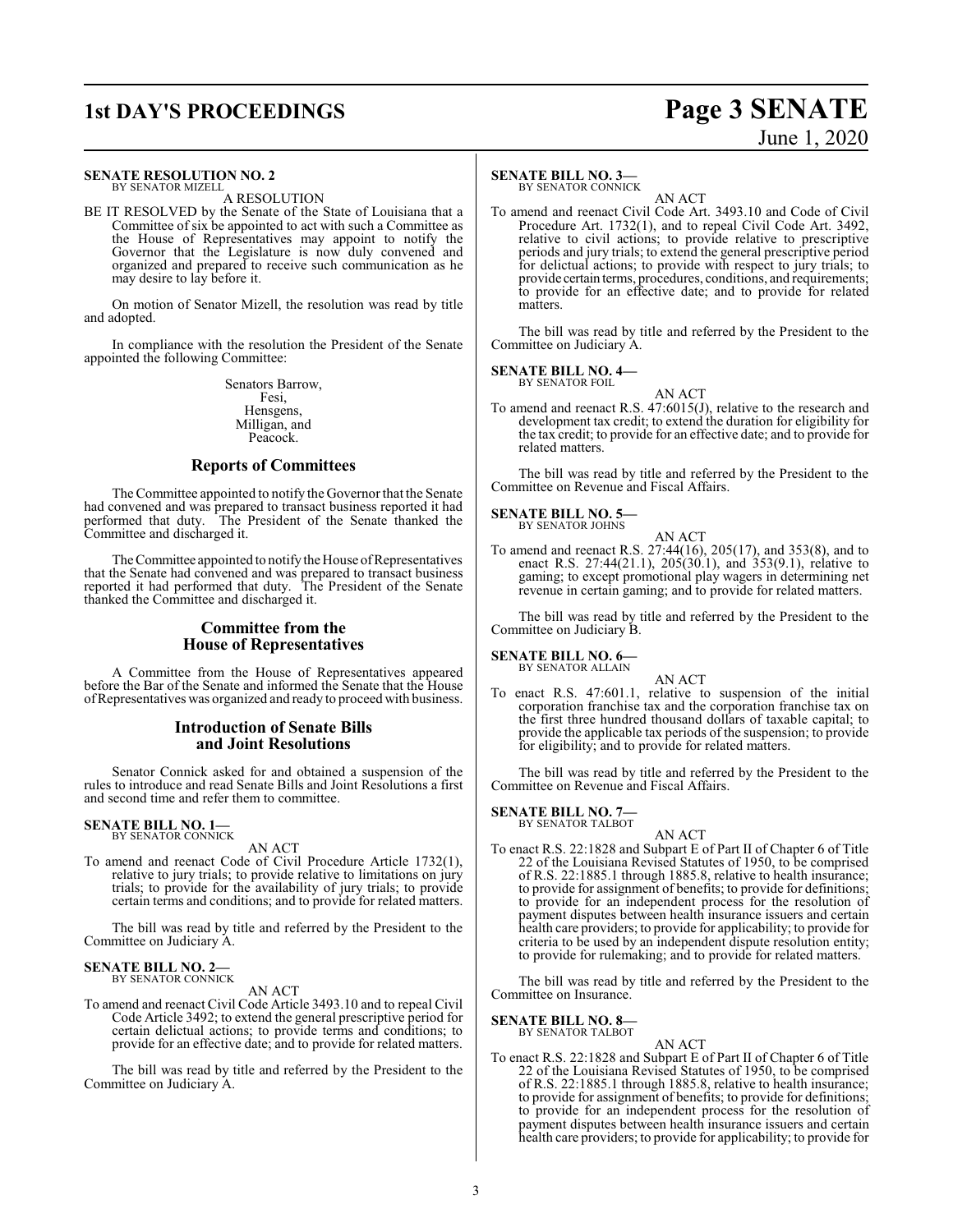**SENATE RESOLUTION NO. 2—**
BY SENATOR MIZELL

A RESOLUTION

BE IT RESOLVED by the Senate of the State of Louisiana that a Committee of six be appointed to act with such a Committee as the House of Representatives may appoint to notify the Governor that the Legislature is now duly convened and organized and prepared to receive such communication as he may desire to lay before it.

On motion of Senator Mizell, the resolution was read by title and adopted.

In compliance with the resolution the President of the Senate appointed the following Committee:

Senators Barrow,
Fesi,
Hensgens,
Milligan, and
Peacock.

## Reports of Committees

The Committee appointed to notify the Governor that the Senate had convened and was prepared to transact business reported it had performed that duty. The President of the Senate thanked the Committee and discharged it.

The Committee appointed to notify the House of Representatives that the Senate had convened and was prepared to transact business reported it had performed that duty. The President of the Senate thanked the Committee and discharged it.

## Committee from the House of Representatives

A Committee from the House of Representatives appeared before the Bar of the Senate and informed the Senate that the House of Representatives was organized and ready to proceed with business.

## Introduction of Senate Bills and Joint Resolutions

Senator Connick asked for and obtained a suspension of the rules to introduce and read Senate Bills and Joint Resolutions a first and second time and refer them to committee.

**SENATE BILL NO. 1—**
BY SENATOR CONNICK

AN ACT

To amend and reenact Code of Civil Procedure Article 1732(1), relative to jury trials; to provide relative to limitations on jury trials; to provide for the availability of jury trials; to provide certain terms and conditions; and to provide for related matters.

The bill was read by title and referred by the President to the Committee on Judiciary A.

**SENATE BILL NO. 2—**
BY SENATOR CONNICK

AN ACT

To amend and reenact Civil Code Article 3493.10 and to repeal Civil Code Article 3492; to extend the general prescriptive period for certain delictual actions; to provide terms and conditions; to provide for an effective date; and to provide for related matters.

The bill was read by title and referred by the President to the Committee on Judiciary A.

**SENATE BILL NO. 3—**
BY SENATOR CONNICK

AN ACT

To amend and reenact Civil Code Art. 3493.10 and Code of Civil Procedure Art. 1732(1), and to repeal Civil Code Art. 3492, relative to civil actions; to provide relative to prescriptive periods and jury trials; to extend the general prescriptive period for delictual actions; to provide with respect to jury trials; to provide certain terms, procedures, conditions, and requirements; to provide for an effective date; and to provide for related matters.

The bill was read by title and referred by the President to the Committee on Judiciary A.

**SENATE BILL NO. 4—**
BY SENATOR FOIL

AN ACT

To amend and reenact R.S. 47:6015(J), relative to the research and development tax credit; to extend the duration for eligibility for the tax credit; to provide for an effective date; and to provide for related matters.

The bill was read by title and referred by the President to the Committee on Revenue and Fiscal Affairs.

**SENATE BILL NO. 5—**
BY SENATOR JOHNS

AN ACT

To amend and reenact R.S. 27:44(16), 205(17), and 353(8), and to enact R.S. 27:44(21.1), 205(30.1), and 353(9.1), relative to gaming; to except promotional play wagers in determining net revenue in certain gaming; and to provide for related matters.

The bill was read by title and referred by the President to the Committee on Judiciary B.

**SENATE BILL NO. 6—**
BY SENATOR ALLAIN

AN ACT

To enact R.S. 47:601.1, relative to suspension of the initial corporation franchise tax and the corporation franchise tax on the first three hundred thousand dollars of taxable capital; to provide the applicable tax periods of the suspension; to provide for eligibility; and to provide for related matters.

The bill was read by title and referred by the President to the Committee on Revenue and Fiscal Affairs.

**SENATE BILL NO. 7—**
BY SENATOR TALBOT

AN ACT

To enact R.S. 22:1828 and Subpart E of Part II of Chapter 6 of Title 22 of the Louisiana Revised Statutes of 1950, to be comprised of R.S. 22:1885.1 through 1885.8, relative to health insurance; to provide for assignment of benefits; to provide for definitions; to provide for an independent process for the resolution of payment disputes between health insurance issuers and certain health care providers; to provide for applicability; to provide for criteria to be used by an independent dispute resolution entity; to provide for rulemaking; and to provide for related matters.

The bill was read by title and referred by the President to the Committee on Insurance.

**SENATE BILL NO. 8—**
BY SENATOR TALBOT

AN ACT

To enact R.S. 22:1828 and Subpart E of Part II of Chapter 6 of Title 22 of the Louisiana Revised Statutes of 1950, to be comprised of R.S. 22:1885.1 through 1885.8, relative to health insurance; to provide for assignment of benefits; to provide for definitions; to provide for an independent process for the resolution of payment disputes between health insurance issuers and certain health care providers; to provide for applicability; to provide for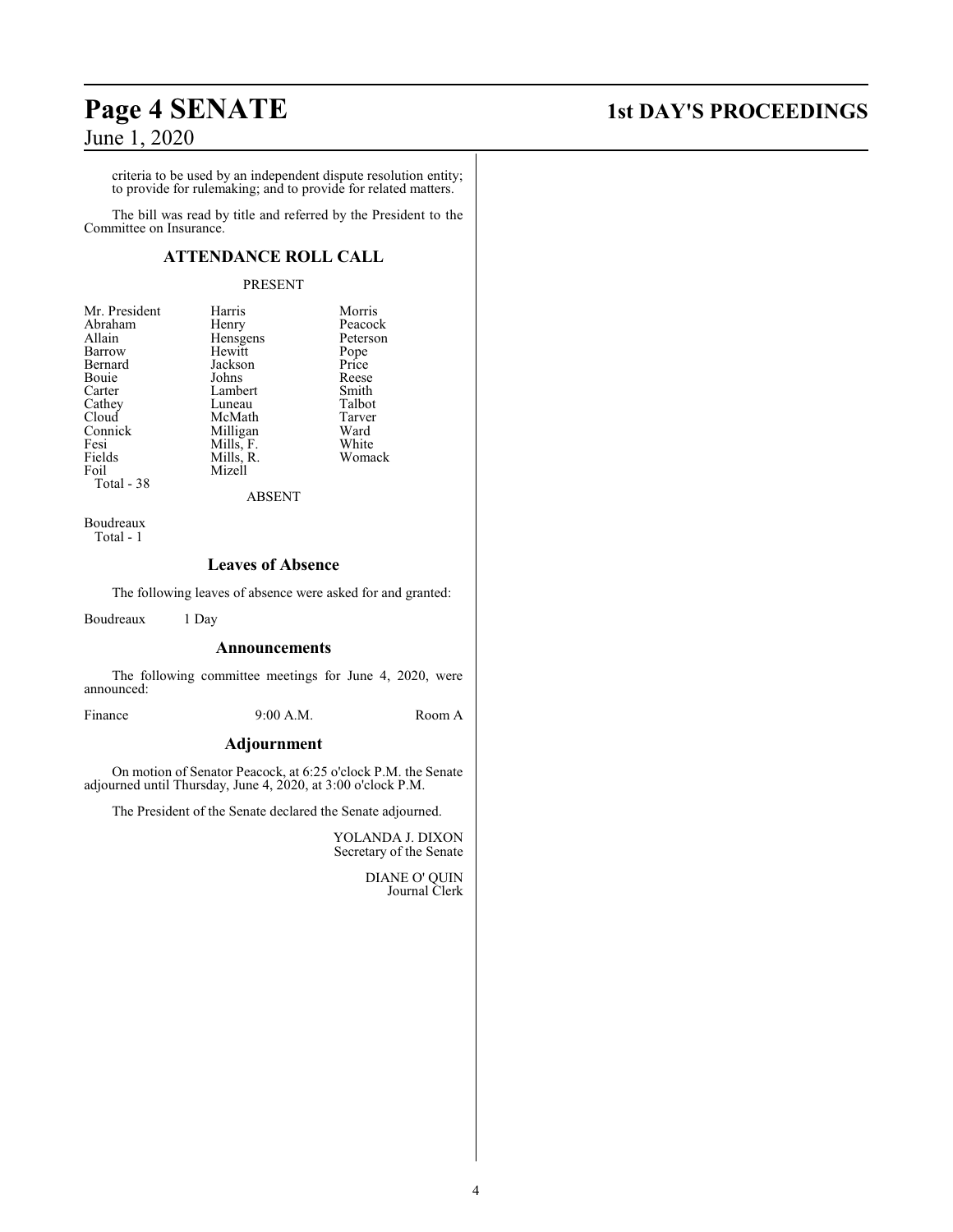criteria to be used by an independent dispute resolution entity; to provide for rulemaking; and to provide for related matters.

The bill was read by title and referred by the President to the Committee on Insurance.

## ATTENDANCE ROLL CALL

PRESENT

| | | |
|---|---|---|
| Mr. President | Harris | Morris |
| Abraham | Henry | Peacock |
| Allain | Hensgens | Peterson |
| Barrow | Hewitt | Pope |
| Bernard | Jackson | Price |
| Bouie | Johns | Reese |
| Carter | Lambert | Smith |
| Cathey | Luneau | Talbot |
| Cloud | McMath | Tarver |
| Connick | Milligan | Ward |
| Fesi | Mills, F. | White |
| Fields | Mills, R. | Womack |
| Foil | Mizell | |

Total - 38

ABSENT

Boudreaux

Total - 1

## Leaves of Absence

The following leaves of absence were asked for and granted:

Boudreaux 1 Day

## Announcements

The following committee meetings for June 4, 2020, were announced:

| | | |
|---|---|---|
| Finance | 9:00 A.M. | Room A |

## Adjournment

On motion of Senator Peacock, at 6:25 o'clock P.M. the Senate adjourned until Thursday, June 4, 2020, at 3:00 o'clock P.M.

The President of the Senate declared the Senate adjourned.

YOLANDA J. DIXON
Secretary of the Senate

DIANE O' QUIN
Journal Clerk